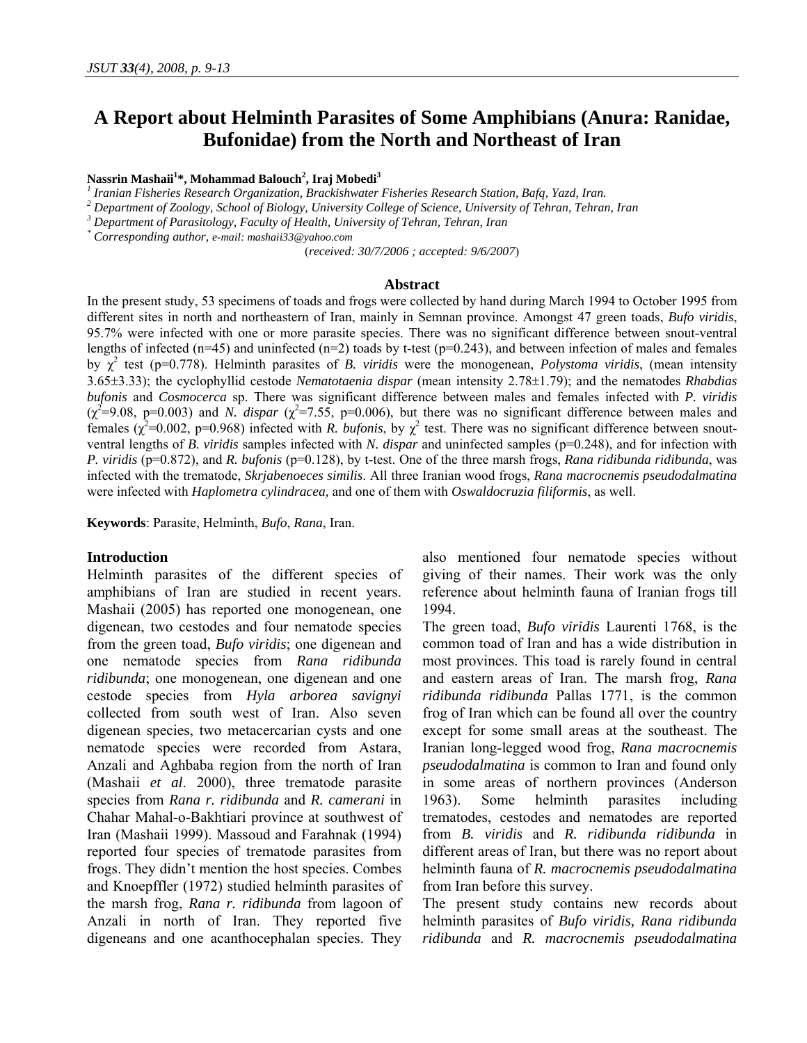# A Report about Helminth Parasites of Some Amphibians (Anura: Ranidae, Bufonidae) from the North and Northeast of Iran

**Nassrin Mashaii[1]\*, Mohammad Balouch[2], Iraj Mobedi[3]**

[1] *Iranian Fisheries Research Organization, Brackishwater Fisheries Research Station, Bafq, Yazd, Iran.*
[2] *Department of Zoology, School of Biology, University College of Science, University of Tehran, Tehran, Iran*
[3] *Department of Parasitology, Faculty of Health, University of Tehran, Tehran, Iran*
\* *Corresponding author, e-mail: mashaii33@yahoo.com*

(*received: 30/7/2006 ; accepted: 9/6/2007*)

## Abstract

In the present study, 53 specimens of toads and frogs were collected by hand during March 1994 to October 1995 from different sites in north and northeastern of Iran, mainly in Semnan province. Amongst 47 green toads, *Bufo viridis*, 95.7% were infected with one or more parasite species. There was no significant difference between snout-ventral lengths of infected (n=45) and uninfected (n=2) toads by t-test (p=0.243), and between infection of males and females by $\chi^2$ test (p=0.778). Helminth parasites of *B. viridis* were the monogenean, *Polystoma viridis*, (mean intensity 3.65±3.33); the cyclophyllid cestode *Nematotaenia dispar* (mean intensity 2.78±1.79); and the nematodes *Rhabdias bufonis* and *Cosmocerca* sp. There was significant difference between males and females infected with *P. viridis* ($\chi^2$=9.08, p=0.003) and *N. dispar* ($\chi^2$=7.55, p=0.006), but there was no significant difference between males and females ($\chi^2$=0.002, p=0.968) infected with *R. bufonis*, by $\chi^2$ test. There was no significant difference between snout-ventral lengths of *B. viridis* samples infected with *N. dispar* and uninfected samples (p=0.248), and for infection with *P. viridis* (p=0.872), and *R. bufonis* (p=0.128), by t-test. One of the three marsh frogs, *Rana ridibunda ridibunda*, was infected with the trematode, *Skrjabenoeces similis*. All three Iranian wood frogs, *Rana macrocnemis pseudodalmatina* were infected with *Haplometra cylindracea,* and one of them with *Oswaldocruzia filiformis*, as well.

**Keywords**: Parasite, Helminth, *Bufo*, *Rana*, Iran.

## Introduction

Helminth parasites of the different species of amphibians of Iran are studied in recent years. Mashaii (2005) has reported one monogenean, one digenean, two cestodes and four nematode species from the green toad, *Bufo viridis*; one digenean and one nematode species from *Rana ridibunda ridibunda*; one monogenean, one digenean and one cestode species from *Hyla arborea savignyi* collected from south west of Iran. Also seven digenean species, two metacercarian cysts and one nematode species were recorded from Astara, Anzali and Aghbaba region from the north of Iran (Mashaii *et al*. 2000), three trematode parasite species from *Rana r. ridibunda* and *R. camerani* in Chahar Mahal-o-Bakhtiari province at southwest of Iran (Mashaii 1999). Massoud and Farahnak (1994) reported four species of trematode parasites from frogs. They didn't mention the host species. Combes and Knoepffler (1972) studied helminth parasites of the marsh frog, *Rana r. ridibunda* from lagoon of Anzali in north of Iran. They reported five digeneans and one acanthocephalan species. They also mentioned four nematode species without giving of their names. Their work was the only reference about helminth fauna of Iranian frogs till 1994.

The green toad, *Bufo viridis* Laurenti 1768, is the common toad of Iran and has a wide distribution in most provinces. This toad is rarely found in central and eastern areas of Iran. The marsh frog, *Rana ridibunda ridibunda* Pallas 1771, is the common frog of Iran which can be found all over the country except for some small areas at the southeast. The Iranian long-legged wood frog, *Rana macrocnemis pseudodalmatina* is common to Iran and found only in some areas of northern provinces (Anderson 1963). Some helminth parasites including trematodes, cestodes and nematodes are reported from *B. viridis* and *R. ridibunda ridibunda* in different areas of Iran, but there was no report about helminth fauna of *R. macrocnemis pseudodalmatina* from Iran before this survey.

The present study contains new records about helminth parasites of *Bufo viridis, Rana ridibunda ridibunda* and *R. macrocnemis pseudodalmatina*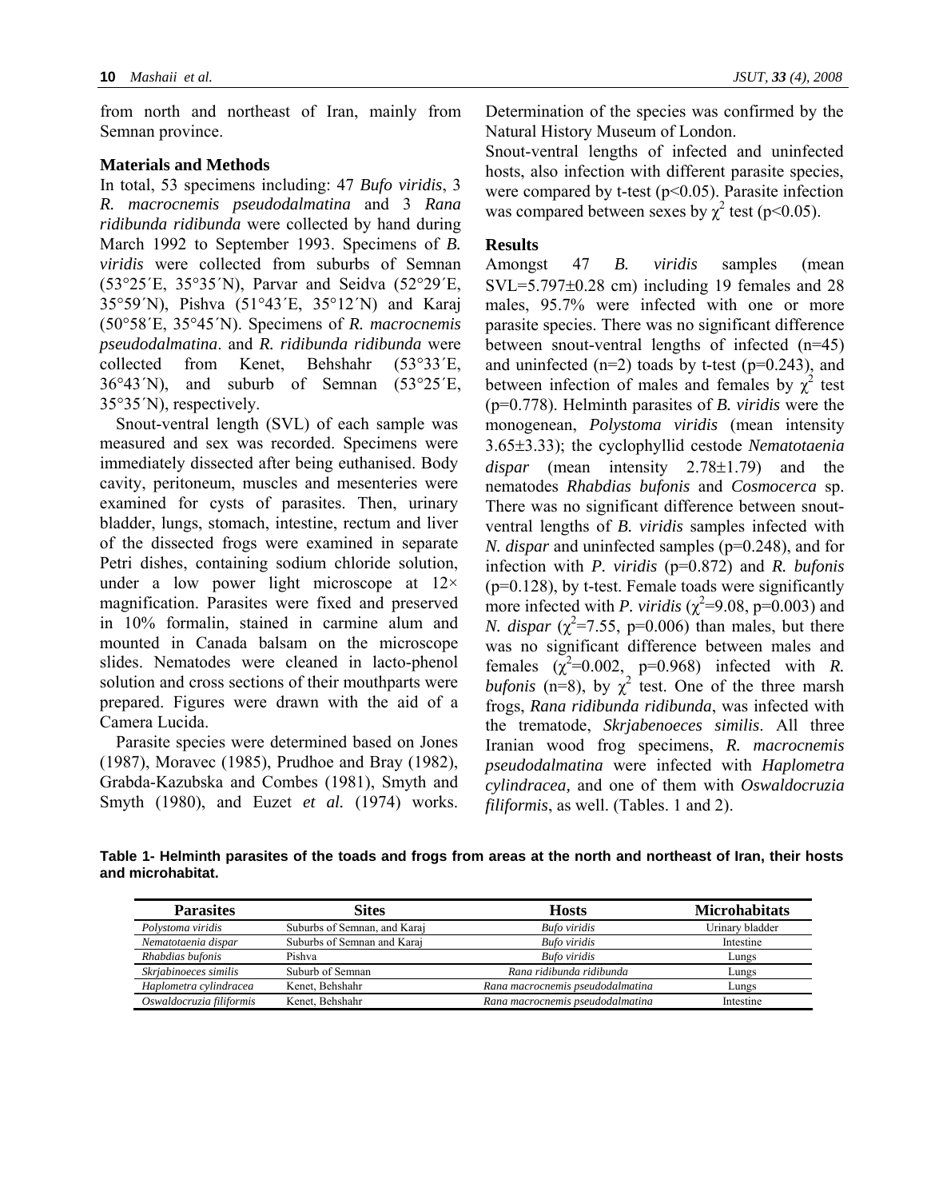from north and northeast of Iran, mainly from Semnan province.

## Materials and Methods

In total, 53 specimens including: 47 *Bufo viridis*, 3 *R. macrocnemis pseudodalmatina* and 3 *Rana ridibunda ridibunda* were collected by hand during March 1992 to September 1993. Specimens of *B. viridis* were collected from suburbs of Semnan (53°25´E, 35°35´N), Parvar and Seidva (52°29´E, 35°59´N), Pishva (51°43´E, 35°12´N) and Karaj (50°58´E, 35°45´N). Specimens of *R. macrocnemis pseudodalmatina*. and *R. ridibunda ridibunda* were collected from Kenet, Behshahr (53°33´E, 36°43´N), and suburb of Semnan (53°25´E, 35°35´N), respectively.

Snout-ventral length (SVL) of each sample was measured and sex was recorded. Specimens were immediately dissected after being euthanised. Body cavity, peritoneum, muscles and mesenteries were examined for cysts of parasites. Then, urinary bladder, lungs, stomach, intestine, rectum and liver of the dissected frogs were examined in separate Petri dishes, containing sodium chloride solution, under a low power light microscope at 12× magnification. Parasites were fixed and preserved in 10% formalin, stained in carmine alum and mounted in Canada balsam on the microscope slides. Nematodes were cleaned in lacto-phenol solution and cross sections of their mouthparts were prepared. Figures were drawn with the aid of a Camera Lucida.

Parasite species were determined based on Jones (1987), Moravec (1985), Prudhoe and Bray (1982), Grabda-Kazubska and Combes (1981), Smyth and Smyth (1980), and Euzet *et al.* (1974) works. Determination of the species was confirmed by the Natural History Museum of London.

Snout-ventral lengths of infected and uninfected hosts, also infection with different parasite species, were compared by t-test ($p<0.05$). Parasite infection was compared between sexes by $\chi^2$ test ($p<0.05$).

## Results

Amongst 47 *B. viridis* samples (mean SVL=5.797±0.28 cm) including 19 females and 28 males, 95.7% were infected with one or more parasite species. There was no significant difference between snout-ventral lengths of infected (n=45) and uninfected (n=2) toads by t-test (p=0.243), and between infection of males and females by $\chi^2$ test (p=0.778). Helminth parasites of *B. viridis* were the monogenean, *Polystoma viridis* (mean intensity 3.65±3.33); the cyclophyllid cestode *Nematotaenia dispar* (mean intensity 2.78±1.79) and the nematodes *Rhabdias bufonis* and *Cosmocerca* sp. There was no significant difference between snout-ventral lengths of *B. viridis* samples infected with *N. dispar* and uninfected samples (p=0.248), and for infection with *P. viridis* (p=0.872) and *R. bufonis* (p=0.128), by t-test. Female toads were significantly more infected with *P. viridis* ($\chi^2$=9.08, p=0.003) and *N. dispar* ($\chi^2$=7.55, p=0.006) than males, but there was no significant difference between males and females ($\chi^2$=0.002, p=0.968) infected with *R. bufonis* (n=8), by $\chi^2$ test. One of the three marsh frogs, *Rana ridibunda ridibunda*, was infected with the trematode, *Skrjabenoeces similis*. All three Iranian wood frog specimens, *R. macrocnemis pseudodalmatina* were infected with *Haplometra cylindracea,* and one of them with *Oswaldocruzia filiformis*, as well. (Tables. 1 and 2).

**Table 1- Helminth parasites of the toads and frogs from areas at the north and northeast of Iran, their hosts and microhabitat.**

| Parasites | Sites | Hosts | Microhabitats |
|---|---|---|---|
| *Polystoma viridis* | Suburbs of Semnan, and Karaj | *Bufo viridis* | Urinary bladder |
| *Nematotaenia dispar* | Suburbs of Semnan and Karaj | *Bufo viridis* | Intestine |
| *Rhabdias bufonis* | Pishva | *Bufo viridis* | Lungs |
| *Skrjabinoeces similis* | Suburb of Semnan | *Rana ridibunda ridibunda* | Lungs |
| *Haplometra cylindracea* | Kenet, Behshahr | *Rana macrocnemis pseudodalmatina* | Lungs |
| *Oswaldocruzia filiformis* | Kenet, Behshahr | *Rana macrocnemis pseudodalmatina* | Intestine |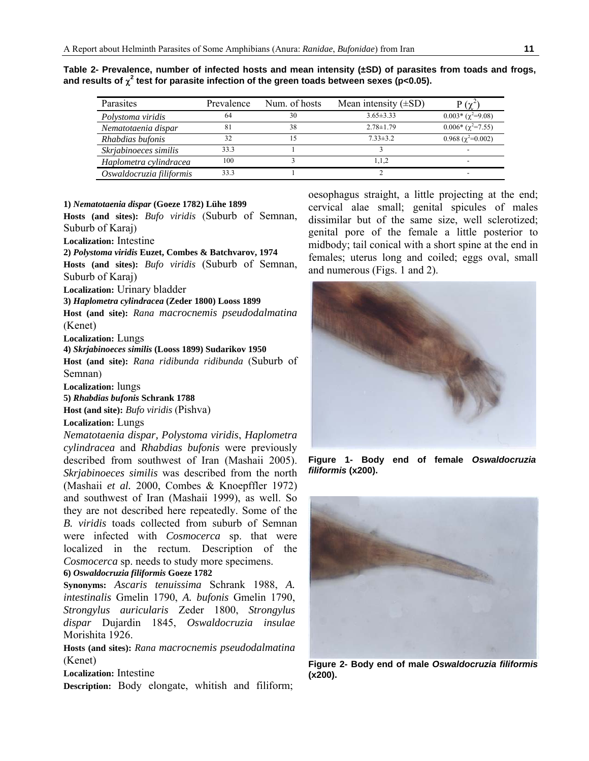**Table 2- Prevalence, number of infected hosts and mean intensity (±SD) of parasites from toads and frogs, and results of $\chi^2$ test for parasite infection of the green toads between sexes (p<0.05).**

| Parasites | Prevalence | Num. of hosts | Mean intensity (±SD) | P ($\chi^2$) |
|---|---|---|---|---|
| *Polystoma viridis* | 64 | 30 | 3.65±3.33 | 0.003* ($\chi^2$=9.08) |
| *Nematotaenia dispar* | 81 | 38 | 2.78±1.79 | 0.006* ($\chi^2$=7.55) |
| *Rhabdias bufonis* | 32 | 15 | 7.33±3.2 | 0.968 ($\chi^2$=0.002) |
| *Skrjabinoeces similis* | 33.3 | 1 | 3 | - |
| *Haplometra cylindracea* | 100 | 3 | 1,1,2 | - |
| *Oswaldocruzia filiformis* | 33.3 | 1 | 2 | - |

**1) *Nematotaenia dispar* (Goeze 1782) Lühe 1899**

**Hosts (and sites):** *Bufo viridis* (Suburb of Semnan, Suburb of Karaj)

**Localization:** Intestine

**2) *Polystoma viridis* Euzet, Combes & Batchvarov, 1974**

**Hosts (and sites):** *Bufo viridis* (Suburb of Semnan, Suburb of Karaj)

**Localization:** Urinary bladder

**3) *Haplometra cylindracea* (Zeder 1800) Looss 1899**

**Host (and site):** *Rana macrocnemis pseudodalmatina* (Kenet)

**Localization:** Lungs

**4) *Skrjabinoeces similis* (Looss 1899) Sudarikov 1950**

**Host (and site):** *Rana ridibunda ridibunda* (Suburb of Semnan)

**Localization:** lungs

**5) *Rhabdias bufonis* Schrank 1788**

**Host (and site):** *Bufo viridis* (Pishva)

**Localization:** Lungs

*Nematotaenia dispar, Polystoma viridis*, *Haplometra cylindracea* and *Rhabdias bufonis* were previously described from southwest of Iran (Mashaii 2005). *Skrjabinoeces similis* was described from the north (Mashaii *et al.* 2000, Combes & Knoepffler 1972) and southwest of Iran (Mashaii 1999), as well. So they are not described here repeatedly. Some of the *B. viridis* toads collected from suburb of Semnan were infected with *Cosmocerca* sp. that were localized in the rectum. Description of the *Cosmocerca* sp. needs to study more specimens.

**6) *Oswaldocruzia filiformis* Goeze 1782**

**Synonyms:** *Ascaris tenuissima* Schrank 1988, *A. intestinalis* Gmelin 1790, *A. bufonis* Gmelin 1790, *Strongylus auricularis* Zeder 1800, *Strongylus dispar* Dujardin 1845, *Oswaldocruzia insulae* Morishita 1926.

**Hosts (and sites):** *Rana macrocnemis pseudodalmatina* (Kenet)

**Localization:** Intestine

**Description:** Body elongate, whitish and filiform; oesophagus straight, a little projecting at the end; cervical alae small; genital spicules of males dissimilar but of the same size, well sclerotized; genital pore of the female a little posterior to midbody; tail conical with a short spine at the end in females; uterus long and coiled; eggs oval, small and numerous (Figs. 1 and 2).

**Figure 1- Body end of female *Oswaldocruzia filiformis* (x200).**

**Figure 2- Body end of male *Oswaldocruzia filiformis* (x200).**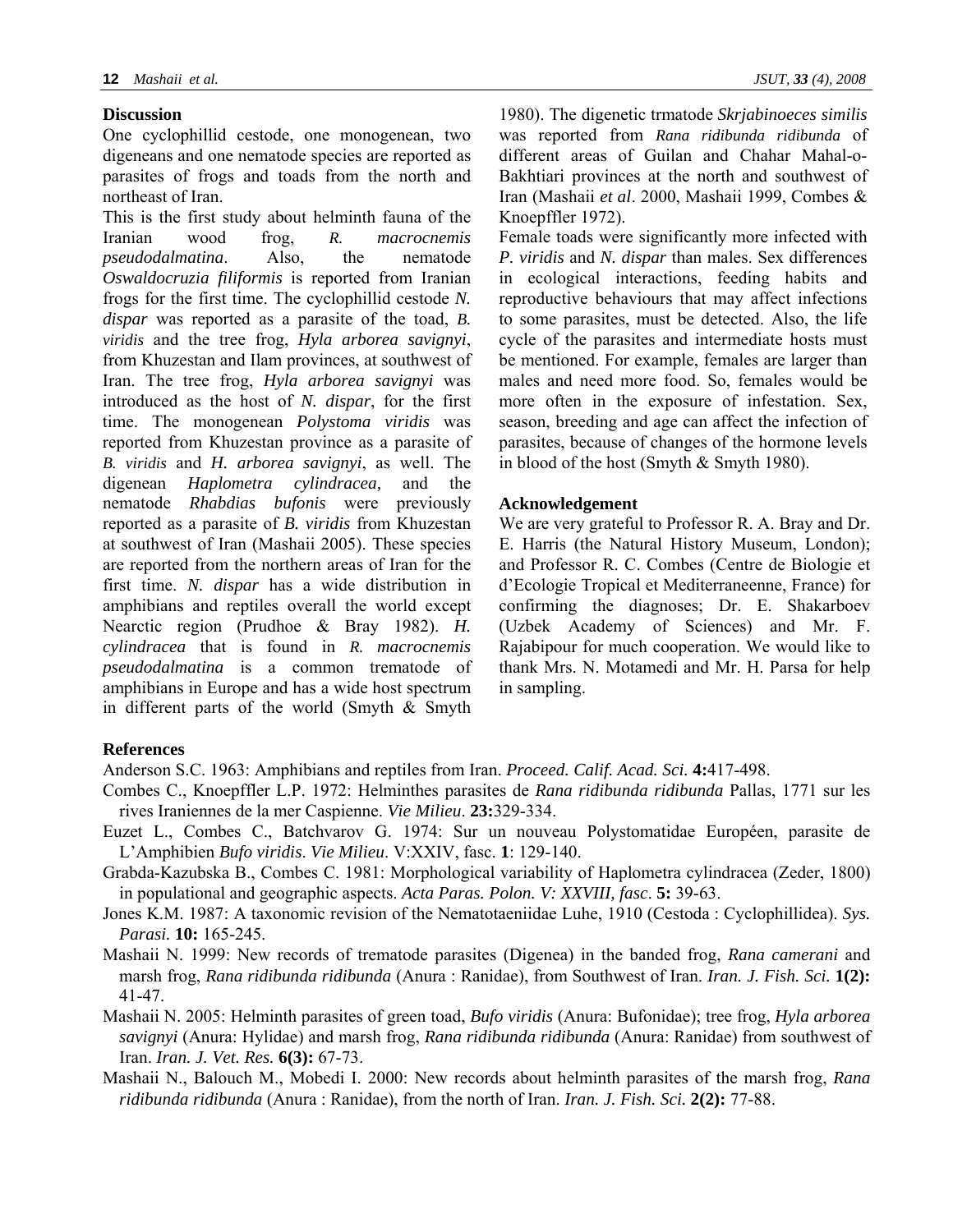## Discussion

One cyclophillid cestode, one monogenean, two digeneans and one nematode species are reported as parasites of frogs and toads from the north and northeast of Iran.

This is the first study about helminth fauna of the Iranian wood frog, *R. macrocnemis pseudodalmatina*. Also, the nematode *Oswaldocruzia filiformis* is reported from Iranian frogs for the first time. The cyclophillid cestode *N. dispar* was reported as a parasite of the toad, *B. viridis* and the tree frog, *Hyla arborea savignyi*, from Khuzestan and Ilam provinces, at southwest of Iran. The tree frog, *Hyla arborea savignyi* was introduced as the host of *N. dispar*, for the first time. The monogenean *Polystoma viridis* was reported from Khuzestan province as a parasite of *B. viridis* and *H. arborea savignyi*, as well. The digenean *Haplometra cylindracea,* and the nematode *Rhabdias bufonis* were previously reported as a parasite of *B. viridis* from Khuzestan at southwest of Iran (Mashaii 2005). These species are reported from the northern areas of Iran for the first time. *N. dispar* has a wide distribution in amphibians and reptiles overall the world except Nearctic region (Prudhoe & Bray 1982). *H. cylindracea* that is found in *R. macrocnemis pseudodalmatina* is a common trematode of amphibians in Europe and has a wide host spectrum in different parts of the world (Smyth & Smyth 1980). The digenetic trmatode *Skrjabinoeces similis* was reported from *Rana ridibunda ridibunda* of different areas of Guilan and Chahar Mahal-o-Bakhtiari provinces at the north and southwest of Iran (Mashaii *et al*. 2000, Mashaii 1999, Combes & Knoepffler 1972).

Female toads were significantly more infected with *P. viridis* and *N. dispar* than males. Sex differences in ecological interactions, feeding habits and reproductive behaviours that may affect infections to some parasites, must be detected. Also, the life cycle of the parasites and intermediate hosts must be mentioned. For example, females are larger than males and need more food. So, females would be more often in the exposure of infestation. Sex, season, breeding and age can affect the infection of parasites, because of changes of the hormone levels in blood of the host (Smyth & Smyth 1980).

## Acknowledgement

We are very grateful to Professor R. A. Bray and Dr. E. Harris (the Natural History Museum, London); and Professor R. C. Combes (Centre de Biologie et d'Ecologie Tropical et Mediterraneenne, France) for confirming the diagnoses; Dr. E. Shakarboev (Uzbek Academy of Sciences) and Mr. F. Rajabipour for much cooperation. We would like to thank Mrs. N. Motamedi and Mr. H. Parsa for help in sampling.

## References

Anderson S.C. 1963: Amphibians and reptiles from Iran. *Proceed. Calif. Acad. Sci.* **4:**417-498.

Combes C., Knoepffler L.P. 1972: Helminthes parasites de *Rana ridibunda ridibunda* Pallas, 1771 sur les rives Iraniennes de la mer Caspienne. *Vie Milieu*. **23:**329-334.

Euzet L., Combes C., Batchvarov G. 1974: Sur un nouveau Polystomatidae Européen, parasite de L'Amphibien *Bufo viridis*. *Vie Milieu*. V:XXIV, fasc. **1**: 129-140.

Grabda-Kazubska B., Combes C. 1981: Morphological variability of Haplometra cylindracea (Zeder, 1800) in populational and geographic aspects. *Acta Paras. Polon. V: XXVIII, fasc*. **5:** 39-63.

Jones K.M. 1987: A taxonomic revision of the Nematotaeniidae Luhe, 1910 (Cestoda : Cyclophillidea). *Sys. Parasi.* **10:** 165-245.

Mashaii N. 1999: New records of trematode parasites (Digenea) in the banded frog, *Rana camerani* and marsh frog, *Rana ridibunda ridibunda* (Anura : Ranidae), from Southwest of Iran. *Iran. J. Fish. Sci.* **1(2):** 41-47.

Mashaii N. 2005: Helminth parasites of green toad, *Bufo viridis* (Anura: Bufonidae); tree frog, *Hyla arborea savignyi* (Anura: Hylidae) and marsh frog, *Rana ridibunda ridibunda* (Anura: Ranidae) from southwest of Iran. *Iran. J. Vet. Res.* **6(3):** 67-73.

Mashaii N., Balouch M., Mobedi I. 2000: New records about helminth parasites of the marsh frog, *Rana ridibunda ridibunda* (Anura : Ranidae), from the north of Iran. *Iran. J. Fish. Sci.* **2(2):** 77-88.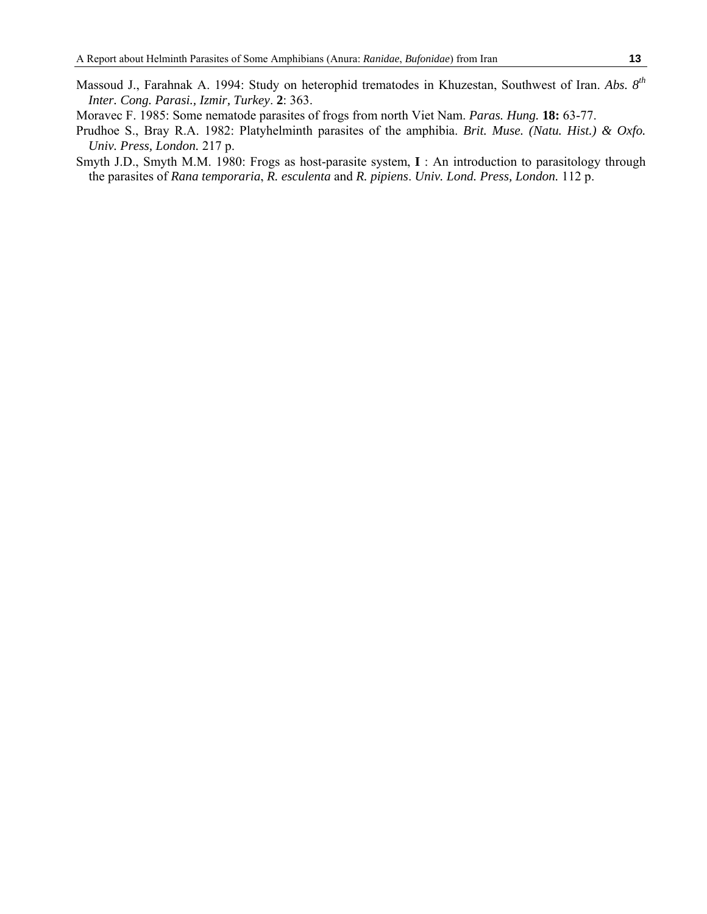Massoud J., Farahnak A. 1994: Study on heterophid trematodes in Khuzestan, Southwest of Iran. *Abs. 8th Inter. Cong. Parasi., Izmir, Turkey*. **2**: 363.

Moravec F. 1985: Some nematode parasites of frogs from north Viet Nam. *Paras. Hung.* **18:** 63-77.

Prudhoe S., Bray R.A. 1982: Platyhelminth parasites of the amphibia. *Brit. Muse. (Natu. Hist.) & Oxfo. Univ. Press, London.* 217 p.

Smyth J.D., Smyth M.M. 1980: Frogs as host-parasite system, **I** : An introduction to parasitology through the parasites of *Rana temporaria*, *R. esculenta* and *R. pipiens*. *Univ. Lond. Press, London.* 112 p.